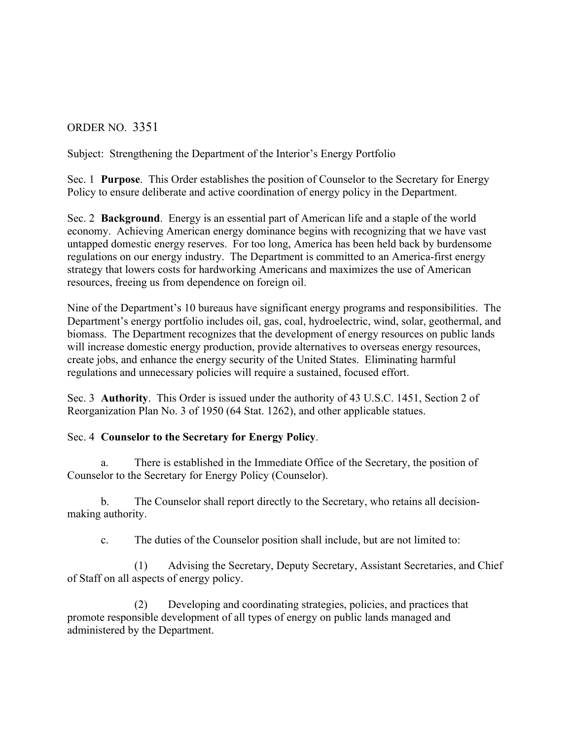ORDER NO. 3351

Subject: Strengthening the Department of the Interior's Energy Portfolio

Sec. 1 **Purpose**. This Order establishes the position of Counselor to the Secretary for Energy Policy to ensure deliberate and active coordination of energy policy in the Department.

Sec. 2 **Background**. Energy is an essential part of American life and a staple of the world economy. Achieving American energy dominance begins with recognizing that we have vast untapped domestic energy reserves. For too long, America has been held back by burdensome regulations on our energy industry. The Department is committed to an America-first energy strategy that lowers costs for hardworking Americans and maximizes the use of American resources, freeing us from dependence on foreign oil.

Nine of the Department's 10 bureaus have significant energy programs and responsibilities. The Department's energy portfolio includes oil, gas, coal, hydroelectric, wind, solar, geothermal, and biomass. The Department recognizes that the development of energy resources on public lands will increase domestic energy production, provide alternatives to overseas energy resources, create jobs, and enhance the energy security of the United States. Eliminating harmful regulations and unnecessary policies will require a sustained, focused effort.

Sec. 3 **Authority**. This Order is issued under the authority of 43 U.S.C. 1451, Section 2 of Reorganization Plan No. 3 of 1950 (64 Stat. 1262), and other applicable statues.

Sec. 4 **Counselor to the Secretary for Energy Policy**.

a. There is established in the Immediate Office of the Secretary, the position of Counselor to the Secretary for Energy Policy (Counselor).

b. The Counselor shall report directly to the Secretary, who retains all decision-making authority.

c. The duties of the Counselor position shall include, but are not limited to:

(1) Advising the Secretary, Deputy Secretary, Assistant Secretaries, and Chief of Staff on all aspects of energy policy.

(2) Developing and coordinating strategies, policies, and practices that promote responsible development of all types of energy on public lands managed and administered by the Department.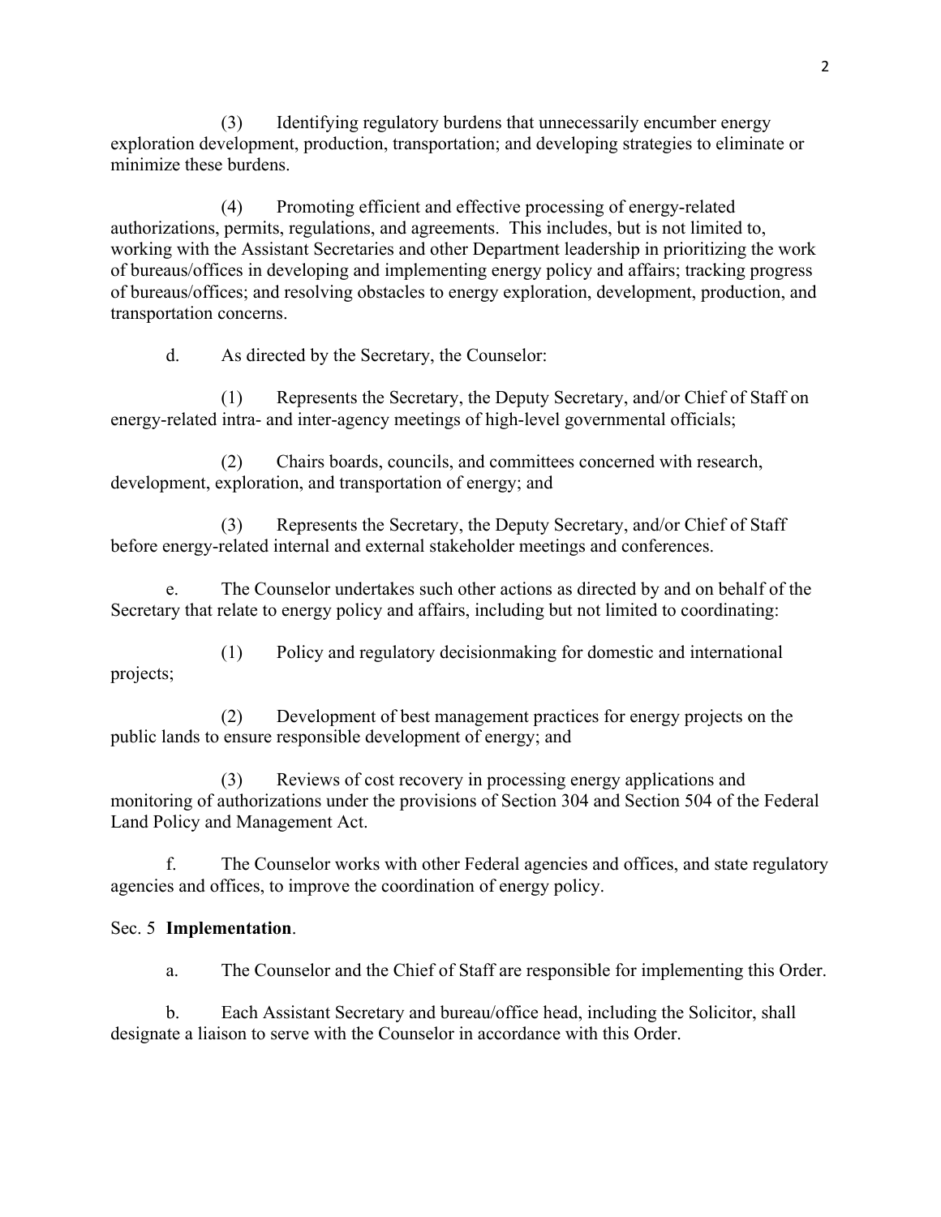(3) Identifying regulatory burdens that unnecessarily encumber energy exploration development, production, transportation; and developing strategies to eliminate or minimize these burdens.

(4) Promoting efficient and effective processing of energy-related authorizations, permits, regulations, and agreements. This includes, but is not limited to, working with the Assistant Secretaries and other Department leadership in prioritizing the work of bureaus/offices in developing and implementing energy policy and affairs; tracking progress of bureaus/offices; and resolving obstacles to energy exploration, development, production, and transportation concerns.

d. As directed by the Secretary, the Counselor:

(1) Represents the Secretary, the Deputy Secretary, and/or Chief of Staff on energy-related intra- and inter-agency meetings of high-level governmental officials;

(2) Chairs boards, councils, and committees concerned with research, development, exploration, and transportation of energy; and

(3) Represents the Secretary, the Deputy Secretary, and/or Chief of Staff before energy-related internal and external stakeholder meetings and conferences.

e. The Counselor undertakes such other actions as directed by and on behalf of the Secretary that relate to energy policy and affairs, including but not limited to coordinating:

(1) Policy and regulatory decisionmaking for domestic and international projects;

(2) Development of best management practices for energy projects on the public lands to ensure responsible development of energy; and

(3) Reviews of cost recovery in processing energy applications and monitoring of authorizations under the provisions of Section 304 and Section 504 of the Federal Land Policy and Management Act.

f. The Counselor works with other Federal agencies and offices, and state regulatory agencies and offices, to improve the coordination of energy policy.

Sec. 5 **Implementation**.

a. The Counselor and the Chief of Staff are responsible for implementing this Order.

b. Each Assistant Secretary and bureau/office head, including the Solicitor, shall designate a liaison to serve with the Counselor in accordance with this Order.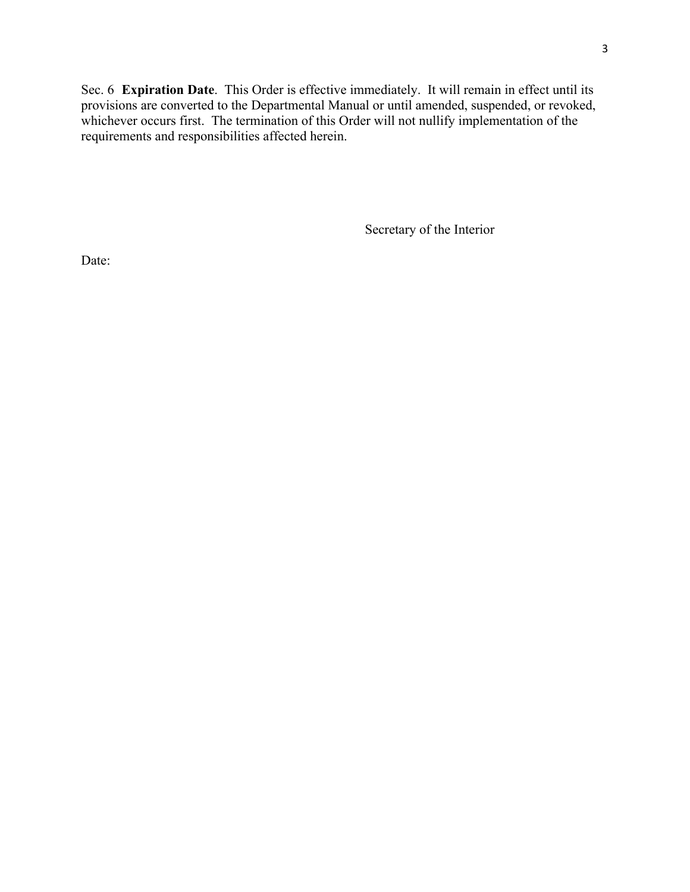Sec. 6 **Expiration Date**. This Order is effective immediately. It will remain in effect until its provisions are converted to the Departmental Manual or until amended, suspended, or revoked, whichever occurs first. The termination of this Order will not nullify implementation of the requirements and responsibilities affected herein.

Secretary of the Interior

Date: